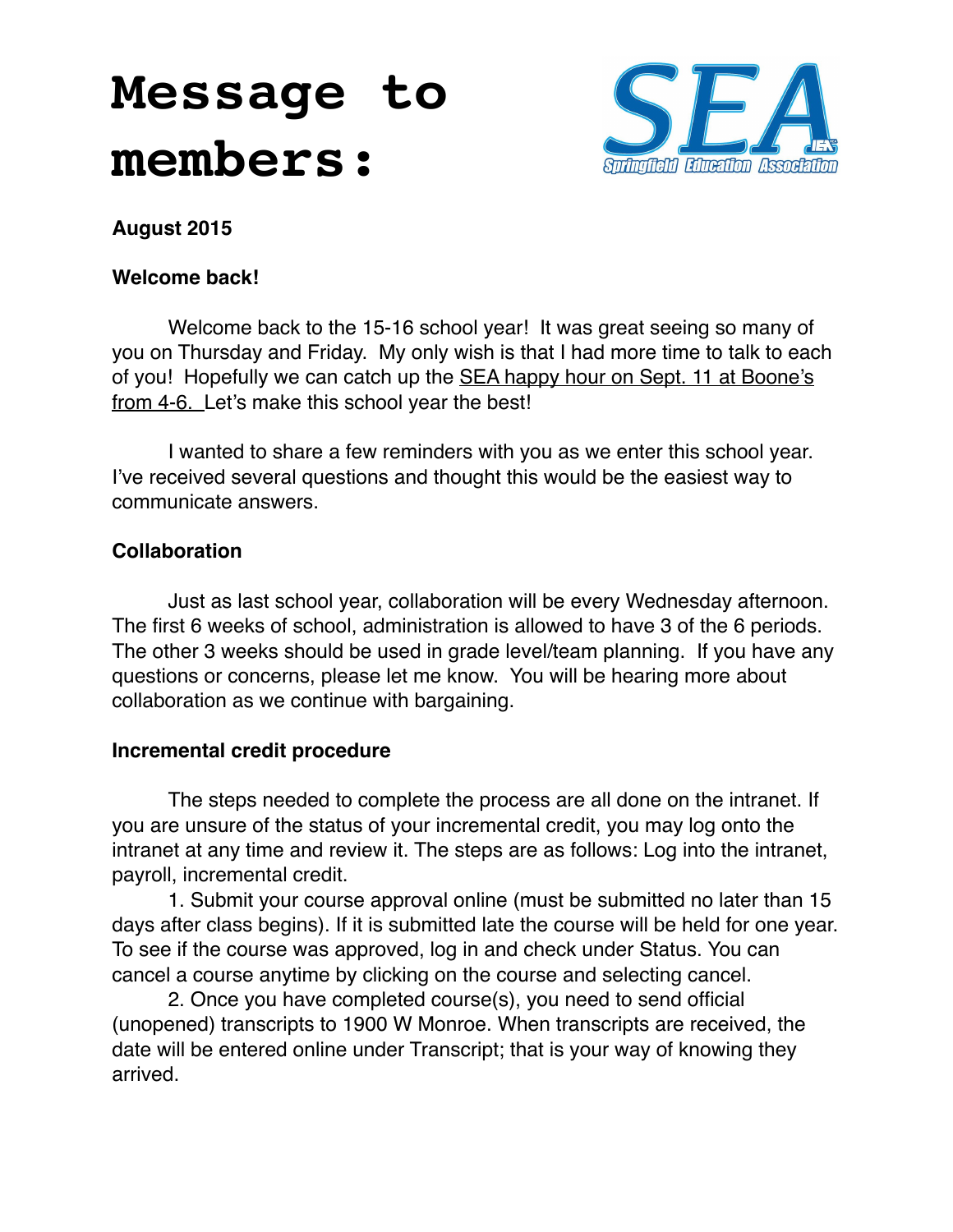# Message to members:

**August 2015**

**Welcome back!**

Welcome back to the 15-16 school year! It was great seeing so many of you on Thursday and Friday. My only wish is that I had more time to talk to each of you! Hopefully we can catch up the SEA happy hour on Sept. 11 at Boone's from 4-6. Let's make this school year the best!

I wanted to share a few reminders with you as we enter this school year. I've received several questions and thought this would be the easiest way to communicate answers.

**Collaboration**

Just as last school year, collaboration will be every Wednesday afternoon. The first 6 weeks of school, administration is allowed to have 3 of the 6 periods. The other 3 weeks should be used in grade level/team planning. If you have any questions or concerns, please let me know. You will be hearing more about collaboration as we continue with bargaining.

**Incremental credit procedure**

The steps needed to complete the process are all done on the intranet. If you are unsure of the status of your incremental credit, you may log onto the intranet at any time and review it. The steps are as follows: Log into the intranet, payroll, incremental credit.

1. Submit your course approval online (must be submitted no later than 15 days after class begins). If it is submitted late the course will be held for one year. To see if the course was approved, log in and check under Status. You can cancel a course anytime by clicking on the course and selecting cancel.
2. Once you have completed course(s), you need to send official (unopened) transcripts to 1900 W Monroe. When transcripts are received, the date will be entered online under Transcript; that is your way of knowing they arrived.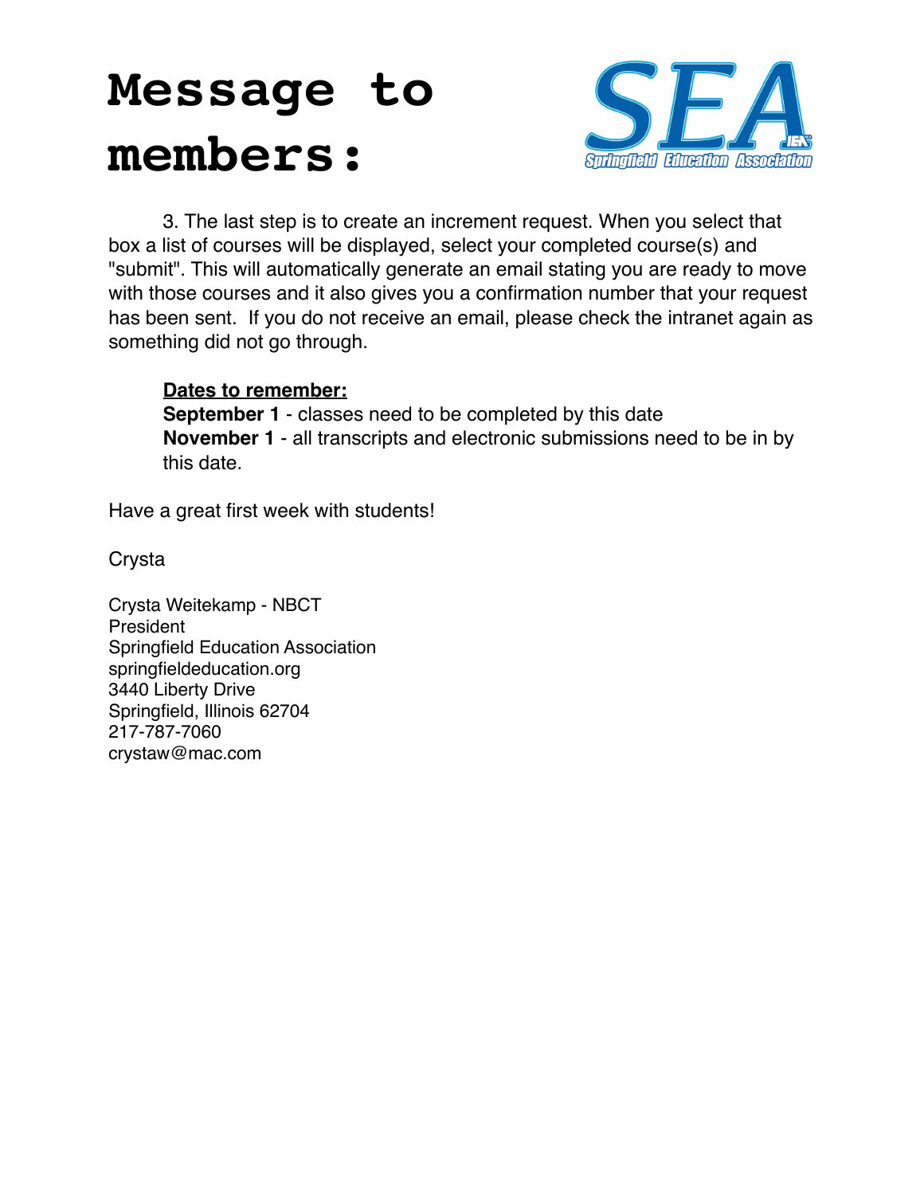# Message to members:

3. The last step is to create an increment request. When you select that box a list of courses will be displayed, select your completed course(s) and "submit". This will automatically generate an email stating you are ready to move with those courses and it also gives you a confirmation number that your request has been sent. If you do not receive an email, please check the intranet again as something did not go through.

**Dates to remember:**

**September 1** - classes need to be completed by this date
**November 1** - all transcripts and electronic submissions need to be in by this date.

Have a great first week with students!

Crysta

Crysta Weitekamp - NBCT
President
Springfield Education Association
springfieldeducation.org
3440 Liberty Drive
Springfield, Illinois 62704
217-787-7060
crystaw@mac.com